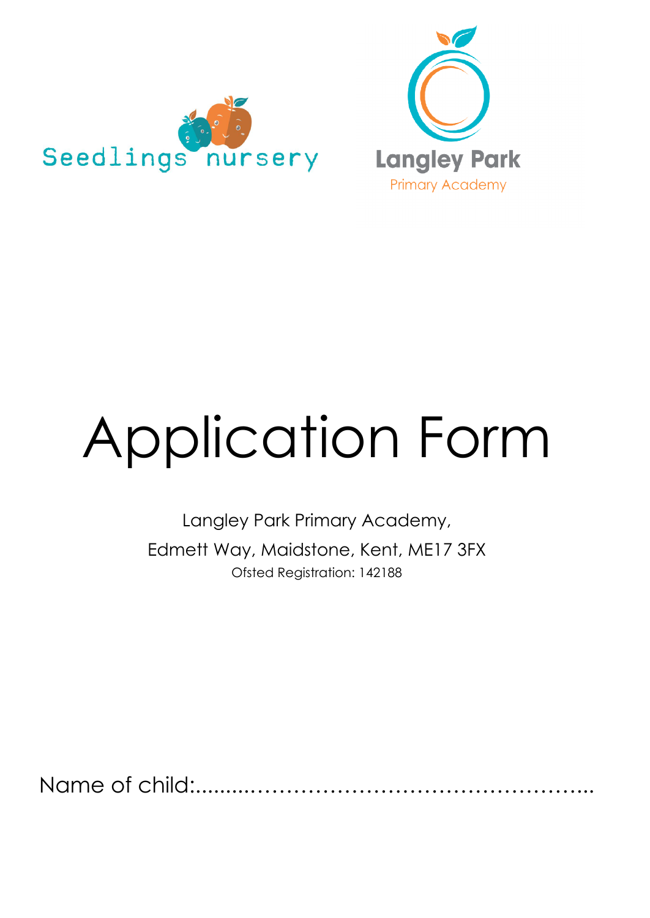Seedlings nursery

Langley Park
Primary Academy

# Application Form

Langley Park Primary Academy,

Edmett Way, Maidstone, Kent, ME17 3FX

Ofsted Registration: 142188

Name of child:......................................................................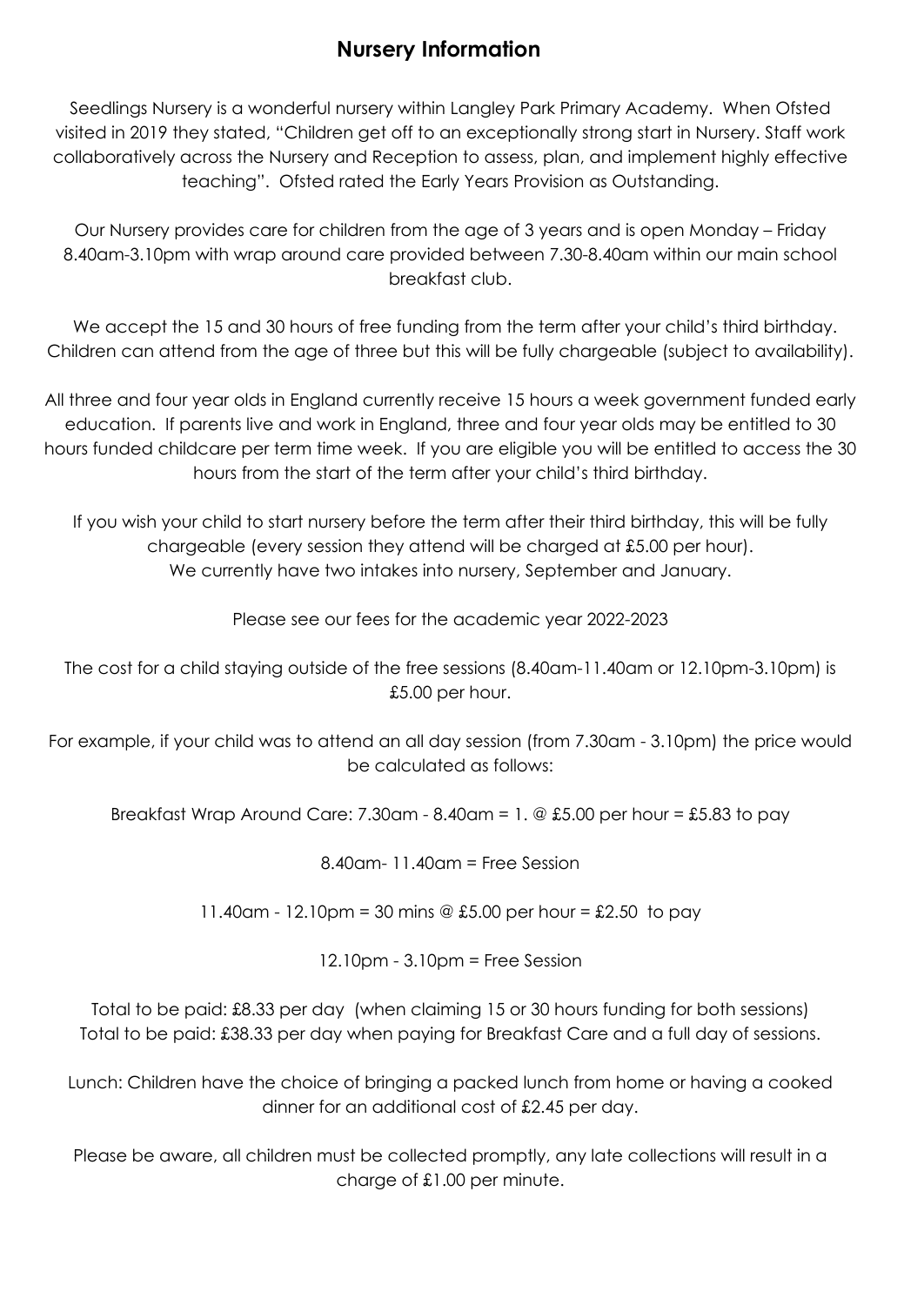## Nursery Information

Seedlings Nursery is a wonderful nursery within Langley Park Primary Academy. When Ofsted visited in 2019 they stated, "Children get off to an exceptionally strong start in Nursery. Staff work collaboratively across the Nursery and Reception to assess, plan, and implement highly effective teaching". Ofsted rated the Early Years Provision as Outstanding.

Our Nursery provides care for children from the age of 3 years and is open Monday – Friday 8.40am-3.10pm with wrap around care provided between 7.30-8.40am within our main school breakfast club.

We accept the 15 and 30 hours of free funding from the term after your child's third birthday. Children can attend from the age of three but this will be fully chargeable (subject to availability).

All three and four year olds in England currently receive 15 hours a week government funded early education. If parents live and work in England, three and four year olds may be entitled to 30 hours funded childcare per term time week. If you are eligible you will be entitled to access the 30 hours from the start of the term after your child's third birthday.

If you wish your child to start nursery before the term after their third birthday, this will be fully chargeable (every session they attend will be charged at £5.00 per hour).
We currently have two intakes into nursery, September and January.

Please see our fees for the academic year 2022-2023

The cost for a child staying outside of the free sessions (8.40am-11.40am or 12.10pm-3.10pm) is £5.00 per hour.

For example, if your child was to attend an all day session (from 7.30am - 3.10pm) the price would be calculated as follows:

Breakfast Wrap Around Care: 7.30am - 8.40am = 1. @ £5.00 per hour = £5.83 to pay

8.40am- 11.40am = Free Session

11.40am - 12.10pm = 30 mins @ £5.00 per hour = £2.50 to pay

12.10pm - 3.10pm = Free Session

Total to be paid: £8.33 per day (when claiming 15 or 30 hours funding for both sessions)
Total to be paid: £38.33 per day when paying for Breakfast Care and a full day of sessions.

Lunch: Children have the choice of bringing a packed lunch from home or having a cooked dinner for an additional cost of £2.45 per day.

Please be aware, all children must be collected promptly, any late collections will result in a charge of £1.00 per minute.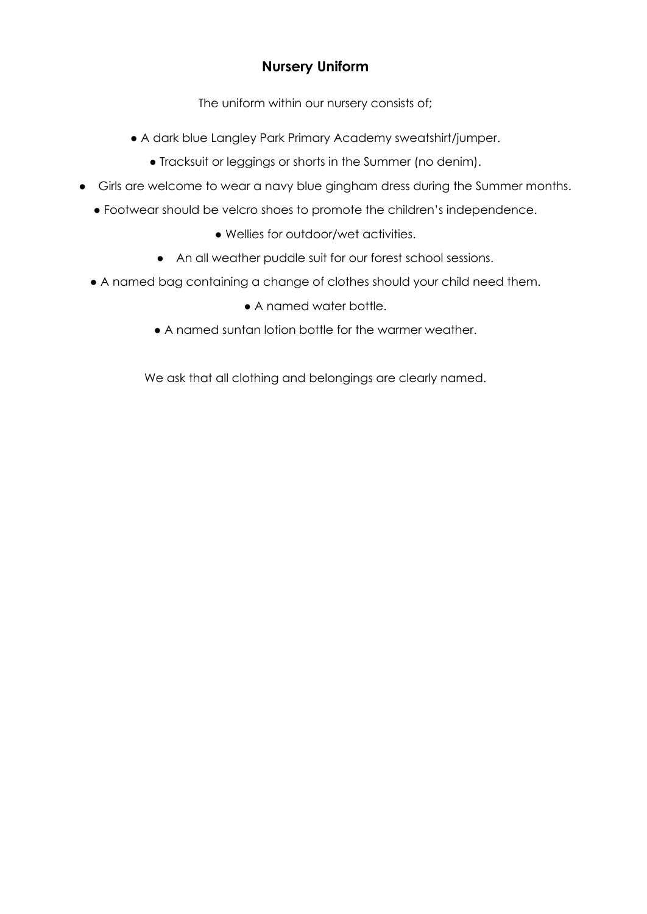## Nursery Uniform

The uniform within our nursery consists of;

- A dark blue Langley Park Primary Academy sweatshirt/jumper.
- Tracksuit or leggings or shorts in the Summer (no denim).
- Girls are welcome to wear a navy blue gingham dress during the Summer months.
- Footwear should be velcro shoes to promote the children's independence.
- Wellies for outdoor/wet activities.
- An all weather puddle suit for our forest school sessions.
- A named bag containing a change of clothes should your child need them.
- A named water bottle.
- A named suntan lotion bottle for the warmer weather.

We ask that all clothing and belongings are clearly named.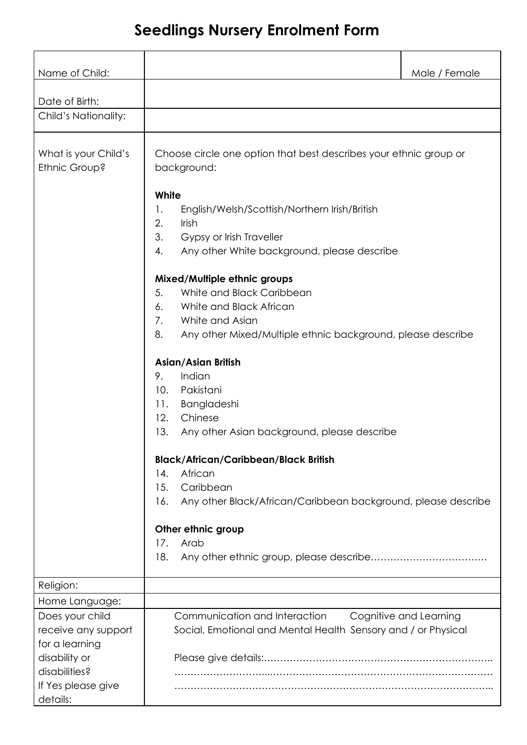# Seedlings Nursery Enrolment Form

| | | |
|---|---|---|
| Name of Child: | | Male / Female |
| Date of Birth: | | |
| Child's Nationality: | | |
| What is your Child's Ethnic Group? | Choose circle one option that best describes your ethnic group or background:<br><br>**White**<br>1. English/Welsh/Scottish/Northern Irish/British<br>2. Irish<br>3. Gypsy or Irish Traveller<br>4. Any other White background, please describe<br><br>**Mixed/Multiple ethnic groups**<br>5. White and Black Caribbean<br>6. White and Black African<br>7. White and Asian<br>8. Any other Mixed/Multiple ethnic background, please describe<br><br>**Asian/Asian British**<br>9. Indian<br>10. Pakistani<br>11. Bangladeshi<br>12. Chinese<br>13. Any other Asian background, please describe<br><br>**Black/African/Caribbean/Black British**<br>14. African<br>15. Caribbean<br>16. Any other Black/African/Caribbean background, please describe<br><br>**Other ethnic group**<br>17. Arab<br>18. Any other ethnic group, please describe……………………………… | |
| Religion: | | |
| Home Language: | | |
| Does your child receive any support for a learning disability or disabilities? If Yes please give details: | Communication and Interaction Cognitive and Learning<br>Social, Emotional and Mental Health Sensory and / or Physical<br><br>Please give details:……………………………………………………………..<br>……………………...…………………………………………………………<br>…………………………………………………………………………………... | |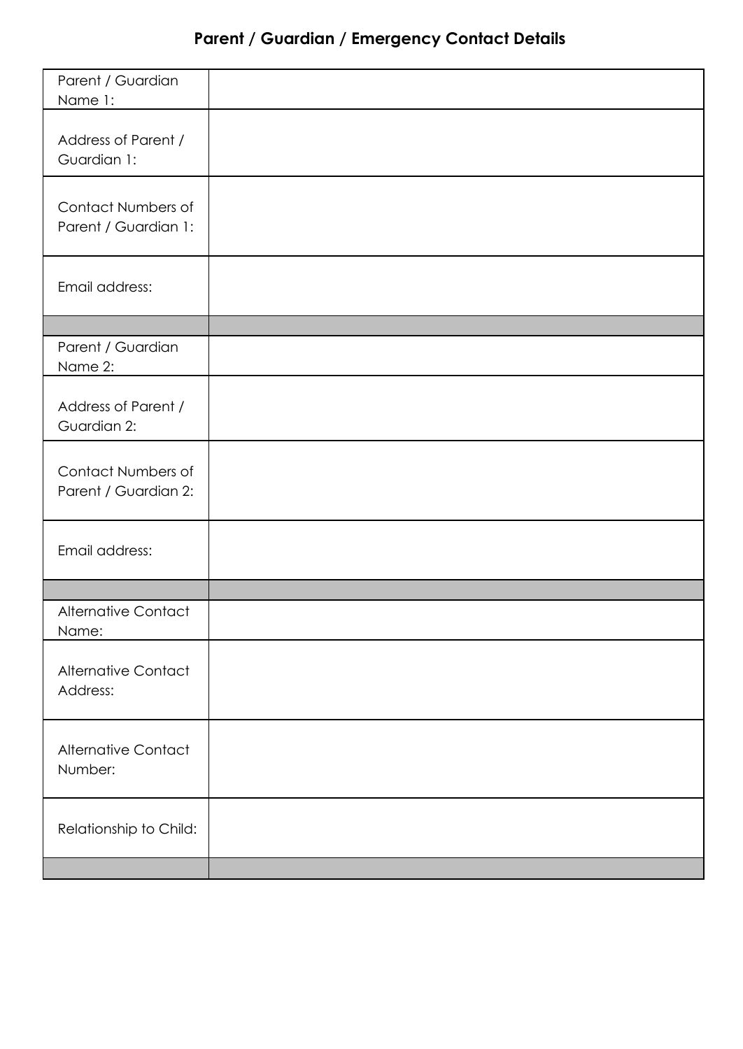## Parent / Guardian / Emergency Contact Details

| | |
|---|---|
| Parent / Guardian Name 1: | |
| Address of Parent / Guardian 1: | |
| Contact Numbers of Parent / Guardian 1: | |
| Email address: | |
| | |
| Parent / Guardian Name 2: | |
| Address of Parent / Guardian 2: | |
| Contact Numbers of Parent / Guardian 2: | |
| Email address: | |
| | |
| Alternative Contact Name: | |
| Alternative Contact Address: | |
| Alternative Contact Number: | |
| Relationship to Child: | |
| | |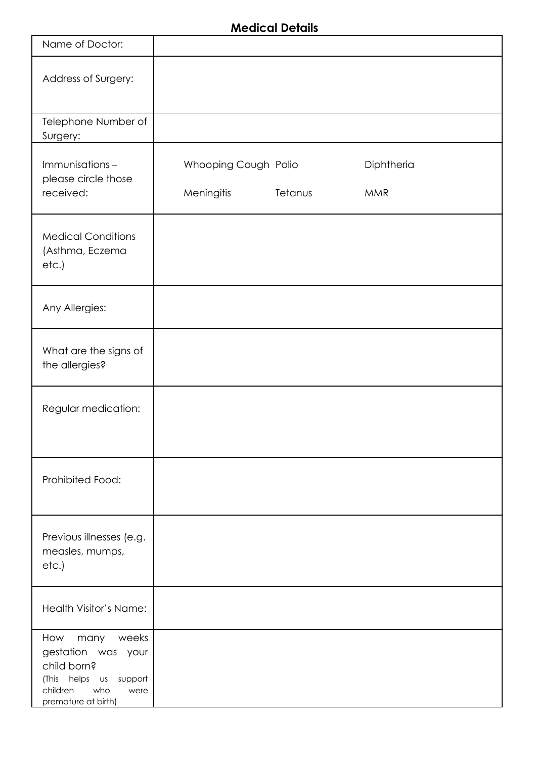## Medical Details

| | |
|---|---|
| Name of Doctor: | |
| Address of Surgery: | |
| Telephone Number of Surgery: | |
| Immunisations – please circle those received: | Whooping Cough Polio Diphtheria<br>Meningitis Tetanus MMR |
| Medical Conditions (Asthma, Eczema etc.) | |
| Any Allergies: | |
| What are the signs of the allergies? | |
| Regular medication: | |
| Prohibited Food: | |
| Previous illnesses (e.g. measles, mumps, etc.) | |
| Health Visitor's Name: | |
| How many weeks gestation was your child born?<br>(This helps us support children who were premature at birth) | |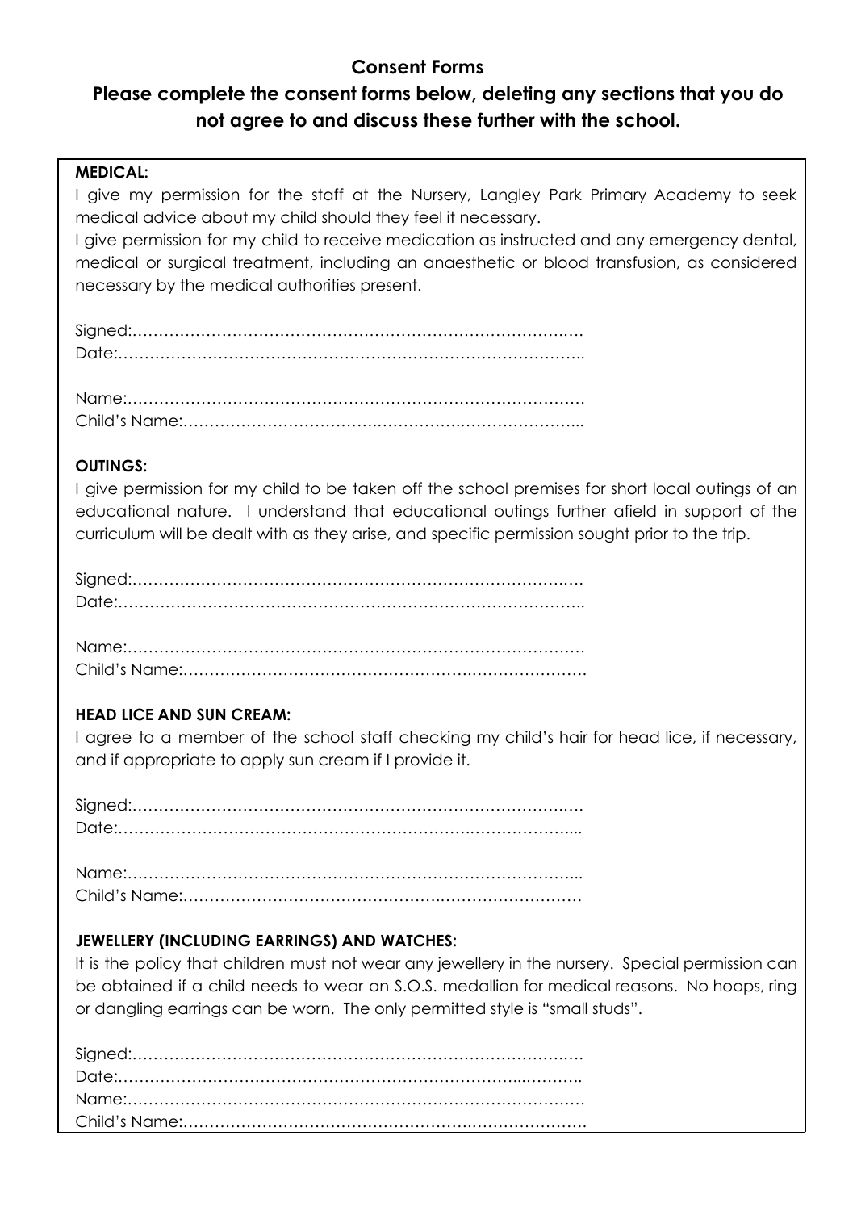# Consent Forms

## Please complete the consent forms below, deleting any sections that you do not agree to and discuss these further with the school.

**MEDICAL:**

I give my permission for the staff at the Nursery, Langley Park Primary Academy to seek medical advice about my child should they feel it necessary.

I give permission for my child to receive medication as instructed and any emergency dental, medical or surgical treatment, including an anaesthetic or blood transfusion, as considered necessary by the medical authorities present.

Signed:……………………………………………………………………………

Date:……………………………………………………………………………..

Name:……………………………………………………………………………

Child's Name:……………………………………………………………………..

**OUTINGS:**

I give permission for my child to be taken off the school premises for short local outings of an educational nature. I understand that educational outings further afield in support of the curriculum will be dealt with as they arise, and specific permission sought prior to the trip.

Signed:……………………………………………………………………………

Date:……………………………………………………………………………..

Name:……………………………………………………………………………

Child's Name:……………………………………………………………………

**HEAD LICE AND SUN CREAM:**

I agree to a member of the school staff checking my child's hair for head lice, if necessary, and if appropriate to apply sun cream if I provide it.

Signed:……………………………………………………………………………

Date:……………………………………………………………………………...

Name:……………………………………………………………………………..

Child's Name:……………………………………………………………………

**JEWELLERY (INCLUDING EARRINGS) AND WATCHES:**

It is the policy that children must not wear any jewellery in the nursery. Special permission can be obtained if a child needs to wear an S.O.S. medallion for medical reasons. No hoops, ring or dangling earrings can be worn. The only permitted style is "small studs".

Signed:……………………………………………………………………………

Date:……………………………………………………………………………..

Name:……………………………………………………………………………

Child's Name:……………………………………………………………………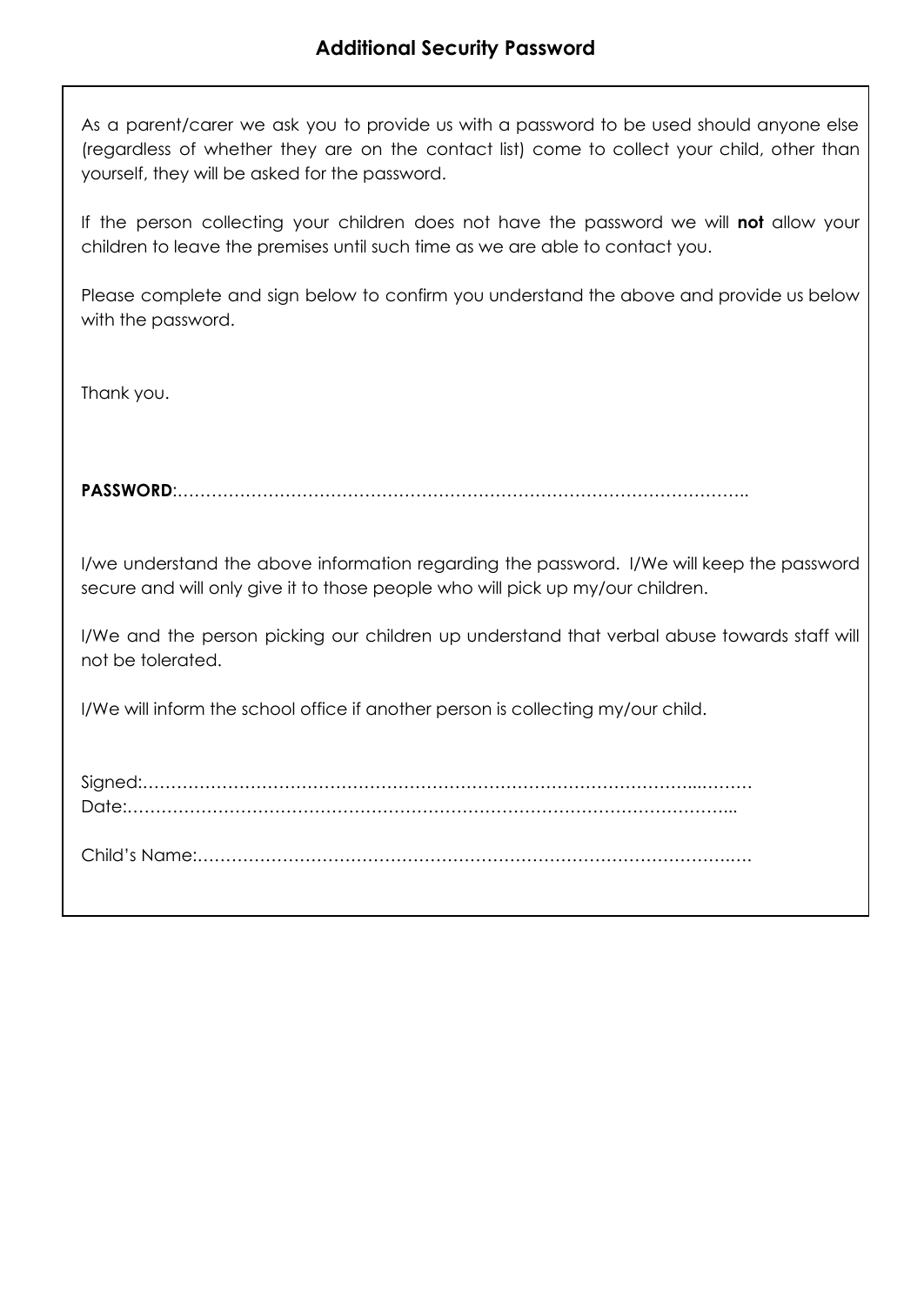## Additional Security Password

As a parent/carer we ask you to provide us with a password to be used should anyone else (regardless of whether they are on the contact list) come to collect your child, other than yourself, they will be asked for the password.

If the person collecting your children does not have the password we will **not** allow your children to leave the premises until such time as we are able to contact you.

Please complete and sign below to confirm you understand the above and provide us below with the password.

Thank you.

**PASSWORD**:……………………………………………………………………………………..

I/we understand the above information regarding the password. I/We will keep the password secure and will only give it to those people who will pick up my/our children.

I/We and the person picking our children up understand that verbal abuse towards staff will not be tolerated.

I/We will inform the school office if another person is collecting my/our child.

Signed:……………………………………………………………………………………...………

Date:………………………………………………………………………………………………...

Child's Name:……………………………………………………………………………….….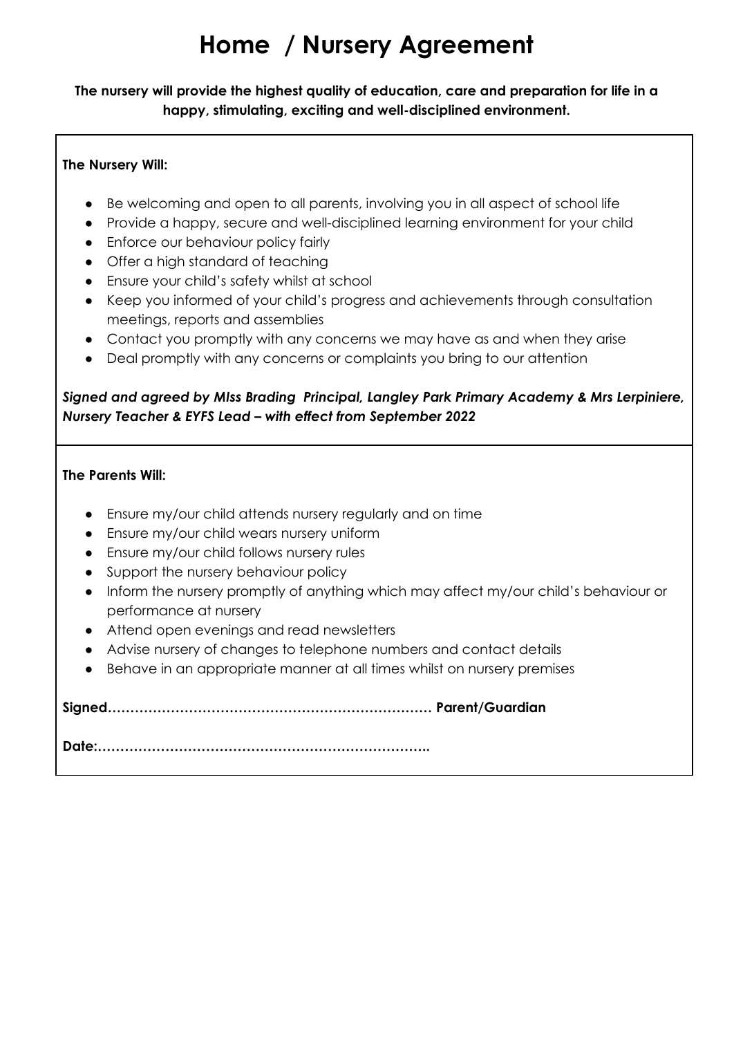# Home / Nursery Agreement

**The nursery will provide the highest quality of education, care and preparation for life in a happy, stimulating, exciting and well-disciplined environment.**

**The Nursery Will:**

- Be welcoming and open to all parents, involving you in all aspect of school life
- Provide a happy, secure and well-disciplined learning environment for your child
- Enforce our behaviour policy fairly
- Offer a high standard of teaching
- Ensure your child's safety whilst at school
- Keep you informed of your child's progress and achievements through consultation meetings, reports and assemblies
- Contact you promptly with any concerns we may have as and when they arise
- Deal promptly with any concerns or complaints you bring to our attention

***Signed and agreed by MIss Brading Principal, Langley Park Primary Academy & Mrs Lerpiniere, Nursery Teacher & EYFS Lead – with effect from September 2022***

**The Parents Will:**

- Ensure my/our child attends nursery regularly and on time
- Ensure my/our child wears nursery uniform
- Ensure my/our child follows nursery rules
- Support the nursery behaviour policy
- Inform the nursery promptly of anything which may affect my/our child's behaviour or performance at nursery
- Attend open evenings and read newsletters
- Advise nursery of changes to telephone numbers and contact details
- Behave in an appropriate manner at all times whilst on nursery premises

**Signed……………………………………………………………… Parent/Guardian**

**Date:………………………………………………………………..**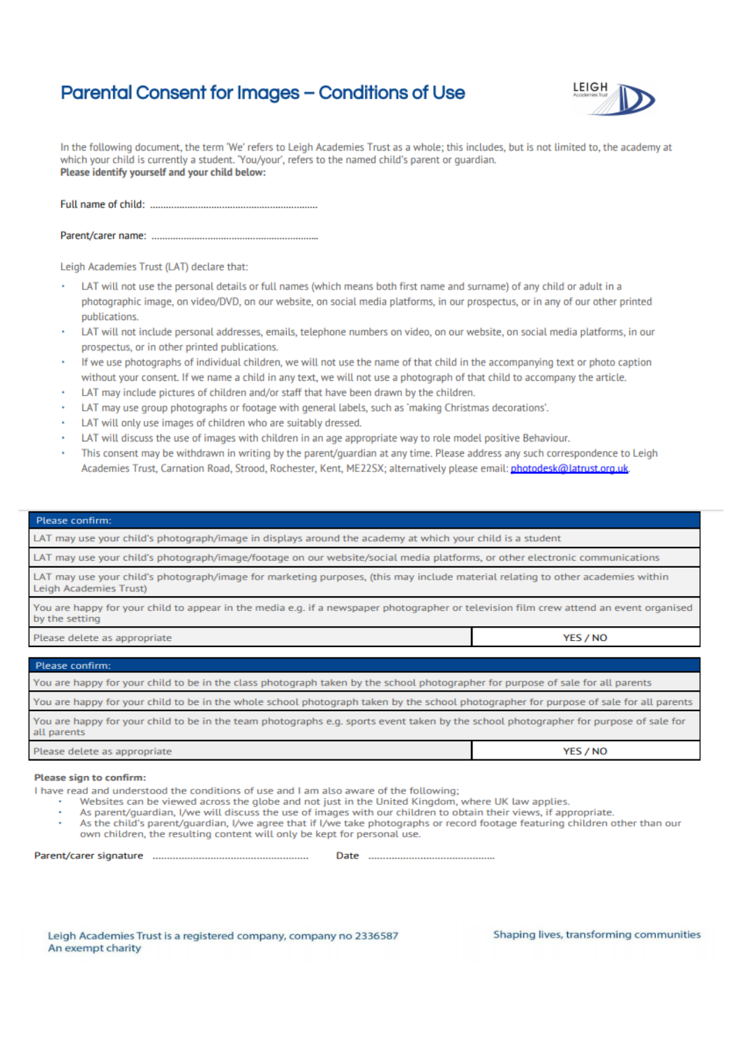# Parental Consent for Images – Conditions of Use

LEIGH Academies Trust

In the following document, the term 'We' refers to Leigh Academies Trust as a whole; this includes, but is not limited to, the academy at which your child is currently a student. 'You/your', refers to the named child's parent or guardian.
**Please identify yourself and your child below:**

Full name of child: ..............................................................

Parent/carer name: ..............................................................

Leigh Academies Trust (LAT) declare that:

- LAT will not use the personal details or full names (which means both first name and surname) of any child or adult in a photographic image, on video/DVD, on our website, on social media platforms, in our prospectus, or in any of our other printed publications.
- LAT will not include personal addresses, emails, telephone numbers on video, on our website, on social media platforms, in our prospectus, or in other printed publications.
- If we use photographs of individual children, we will not use the name of that child in the accompanying text or photo caption without your consent. If we name a child in any text, we will not use a photograph of that child to accompany the article.
- LAT may include pictures of children and/or staff that have been drawn by the children.
- LAT may use group photographs or footage with general labels, such as 'making Christmas decorations'.
- LAT will only use images of children who are suitably dressed.
- LAT will discuss the use of images with children in an age appropriate way to role model positive Behaviour.
- This consent may be withdrawn in writing by the parent/guardian at any time. Please address any such correspondence to Leigh Academies Trust, Carnation Road, Strood, Rochester, Kent, ME22SX; alternatively please email: photodesk@latrust.org.uk.

| Please confirm: | |
|---|---|
| LAT may use your child's photograph/image in displays around the academy at which your child is a student | |
| LAT may use your child's photograph/image/footage on our website/social media platforms, or other electronic communications | |
| LAT may use your child's photograph/image for marketing purposes, (this may include material relating to other academies within Leigh Academies Trust) | |
| You are happy for your child to appear in the media e.g. if a newspaper photographer or television film crew attend an event organised by the setting | |
| Please delete as appropriate | YES / NO |

| Please confirm: | |
|---|---|
| You are happy for your child to be in the class photograph taken by the school photographer for purpose of sale for all parents | |
| You are happy for your child to be in the whole school photograph taken by the school photographer for purpose of sale for all parents | |
| You are happy for your child to be in the team photographs e.g. sports event taken by the school photographer for purpose of sale for all parents | |
| Please delete as appropriate | YES / NO |

**Please sign to confirm:**

I have read and understood the conditions of use and I am also aware of the following;

- Websites can be viewed across the globe and not just in the United Kingdom, where UK law applies.
- As parent/guardian, I/we will discuss the use of images with our children to obtain their views, if appropriate.
- As the child's parent/guardian, I/we agree that if I/we take photographs or record footage featuring children other than our own children, the resulting content will only be kept for personal use.

Parent/carer signature .............................................................. Date ..............................................

Leigh Academies Trust is a registered company, company no 2336587
An exempt charity

Shaping lives, transforming communities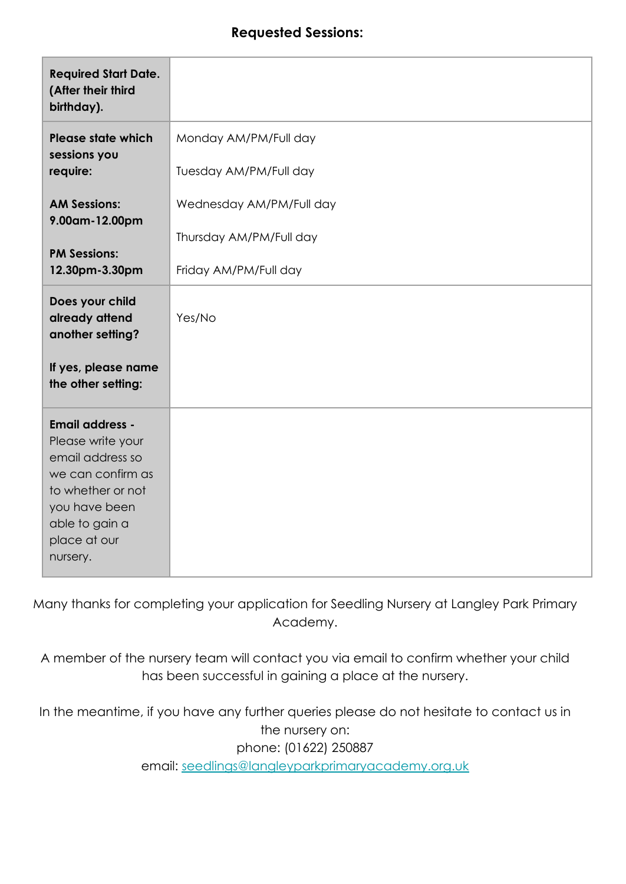### Requested Sessions:

| | |
|---|---|
| **Required Start Date. (After their third birthday).** | |
| **Please state which sessions you require:**<br><br>**AM Sessions: 9.00am-12.00pm**<br><br>**PM Sessions: 12.30pm-3.30pm** | Monday AM/PM/Full day<br><br>Tuesday AM/PM/Full day<br><br>Wednesday AM/PM/Full day<br><br>Thursday AM/PM/Full day<br><br>Friday AM/PM/Full day |
| **Does your child already attend another setting?**<br><br>**If yes, please name the other setting:** | Yes/No |
| **Email address -** Please write your email address so we can confirm as to whether or not you have been able to gain a place at our nursery. | |

Many thanks for completing your application for Seedling Nursery at Langley Park Primary Academy.

A member of the nursery team will contact you via email to confirm whether your child has been successful in gaining a place at the nursery.

In the meantime, if you have any further queries please do not hesitate to contact us in the nursery on:
phone: (01622) 250887
email: seedlings@langleyparkprimaryacademy.org.uk